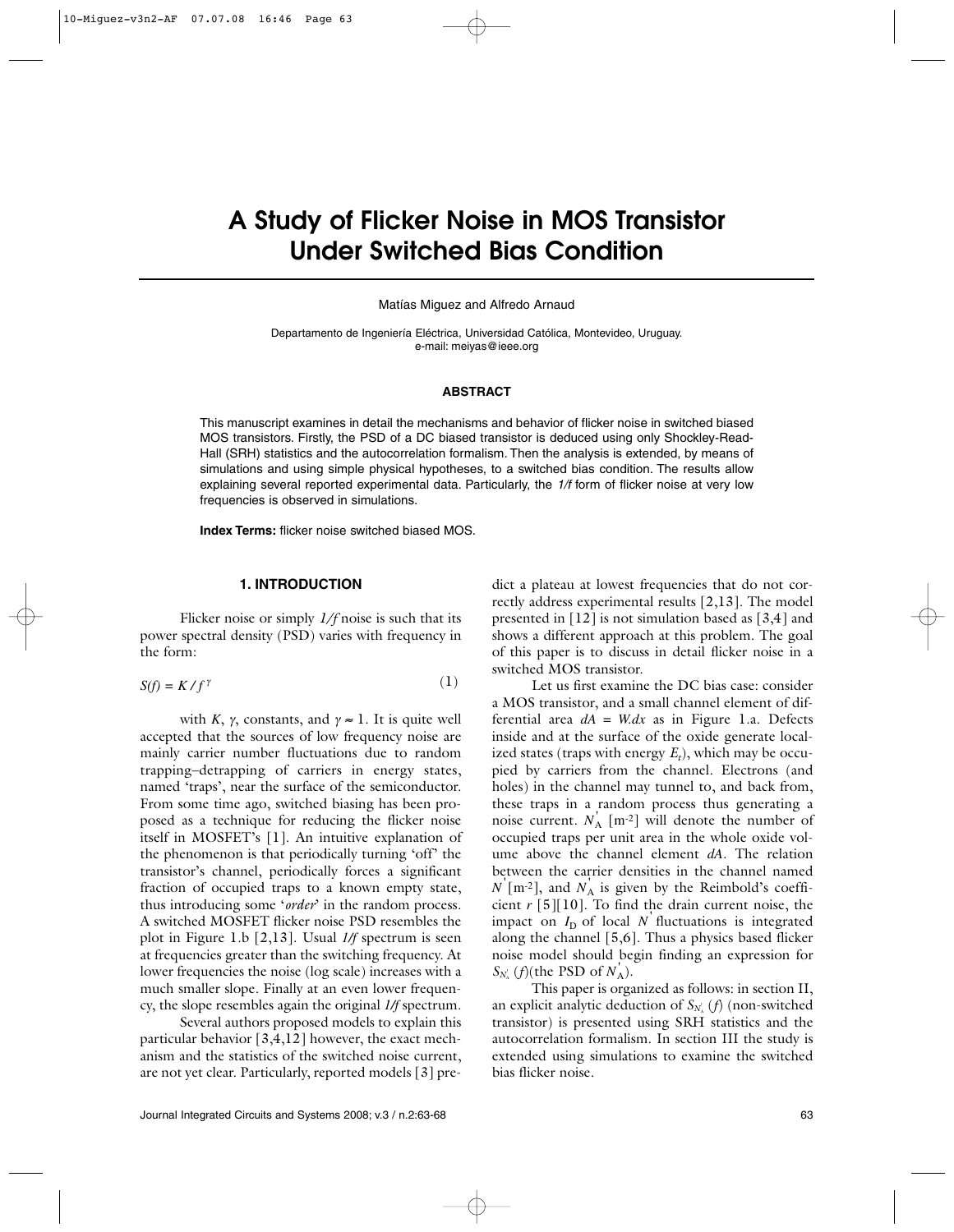# A Study of Flicker Noise in MOS Transistor Under Switched Bias Condition

Matías Miguez and Alfredo Arnaud

Departamento de Ingeniería Eléctrica, Universidad Católica, Montevideo, Uruguay.
e-mail: meiyas@ieee.org

## ABSTRACT

This manuscript examines in detail the mechanisms and behavior of flicker noise in switched biased MOS transistors. Firstly, the PSD of a DC biased transistor is deduced using only Shockley-Read-Hall (SRH) statistics and the autocorrelation formalism. Then the analysis is extended, by means of simulations and using simple physical hypotheses, to a switched bias condition. The results allow explaining several reported experimental data. Particularly, the *1/f* form of flicker noise at very low frequencies is observed in simulations.

**Index Terms:** flicker noise switched biased MOS.

## 1. INTRODUCTION

Flicker noise or simply *1/f* noise is such that its power spectral density (PSD) varies with frequency in the form:

$$S(f) = K / f^{\gamma} \tag{1}$$

with $K$, $\gamma$, constants, and $\gamma \approx 1$. It is quite well accepted that the sources of low frequency noise are mainly carrier number fluctuations due to random trapping–detrapping of carriers in energy states, named 'traps', near the surface of the semiconductor. From some time ago, switched biasing has been proposed as a technique for reducing the flicker noise itself in MOSFET's [1]. An intuitive explanation of the phenomenon is that periodically turning 'off' the transistor's channel, periodically forces a significant fraction of occupied traps to a known empty state, thus introducing some '*order*' in the random process. A switched MOSFET flicker noise PSD resembles the plot in Figure 1.b [2,13]. Usual *1/f* spectrum is seen at frequencies greater than the switching frequency. At lower frequencies the noise (log scale) increases with a much smaller slope. Finally at an even lower frequency, the slope resembles again the original *1/f* spectrum.

Several authors proposed models to explain this particular behavior [3,4,12] however, the exact mechanism and the statistics of the switched noise current, are not yet clear. Particularly, reported models [3] predict a plateau at lowest frequencies that do not correctly address experimental results [2,13]. The model presented in [12] is not simulation based as [3,4] and shows a different approach at this problem. The goal of this paper is to discuss in detail flicker noise in a switched MOS transistor.

Let us first examine the DC bias case: consider a MOS transistor, and a small channel element of differential area $dA = W.dx$ as in Figure 1.a. Defects inside and at the surface of the oxide generate localized states (traps with energy $E_t$), which may be occupied by carriers from the channel. Electrons (and holes) in the channel may tunnel to, and back from, these traps in a random process thus generating a noise current. $N_A^{'}$ [m$^{-2}$] will denote the number of occupied traps per unit area in the whole oxide volume above the channel element $dA$. The relation between the carrier densities in the channel named $N^{'}$ [m$^{-2}$], and $N_A^{'}$ is given by the Reimbold's coefficient $r$ [5][10]. To find the drain current noise, the impact on $I_D$ of local $N^{'}$ fluctuations is integrated along the channel [5,6]. Thus a physics based flicker noise model should begin finding an expression for $S_{N_A^{'}}(f)$ (the PSD of $N_A^{'}$).

This paper is organized as follows: in section II, an explicit analytic deduction of $S_{N_A^{'}}(f)$ (non-switched transistor) is presented using SRH statistics and the autocorrelation formalism. In section III the study is extended using simulations to examine the switched bias flicker noise.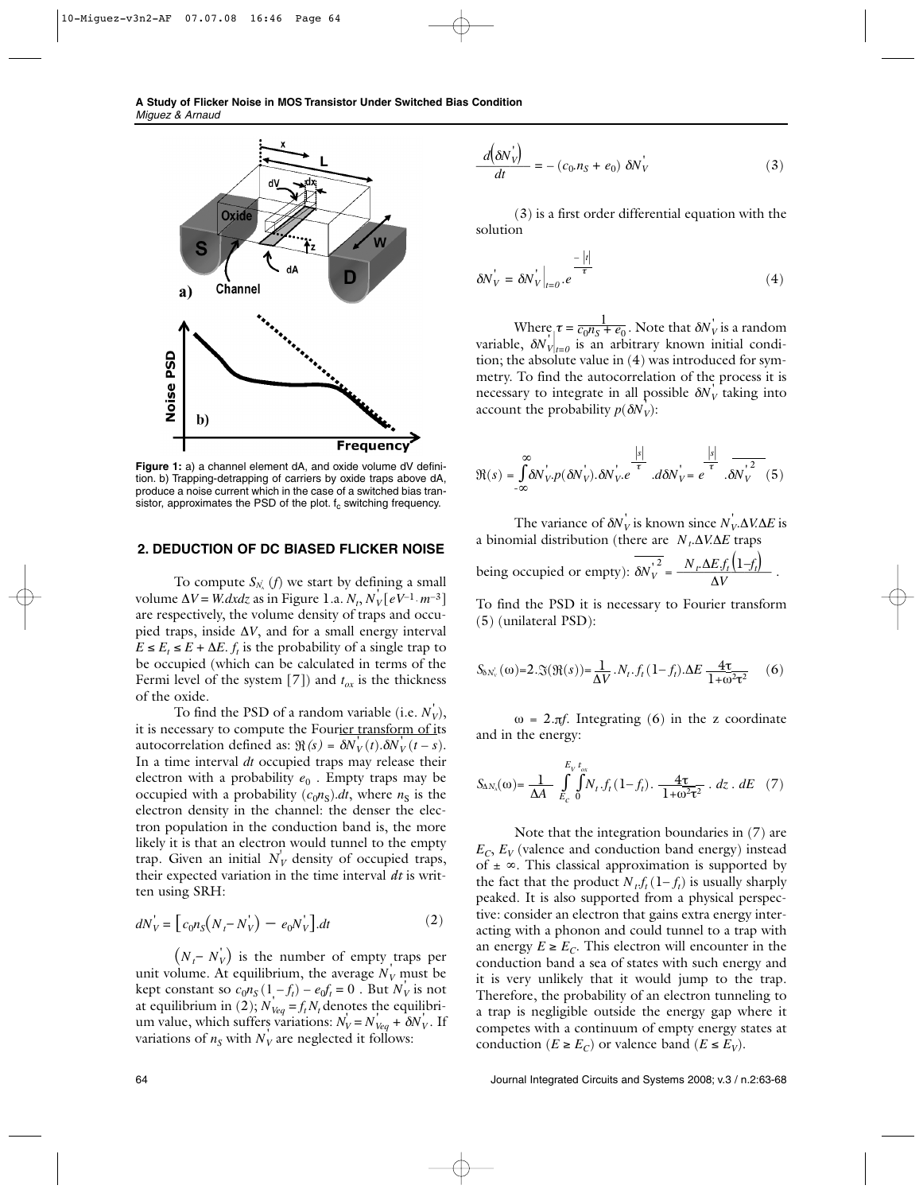**Figure 1:** a) a channel element dA, and oxide volume dV definition. b) Trapping-detrapping of carriers by oxide traps above dA, produce a noise current which in the case of a switched bias transistor, approximates the PSD of the plot. $f_c$ switching frequency.

## 2. DEDUCTION OF DC BIASED FLICKER NOISE

To compute $S_{N_s}(f)$ we start by defining a small volume $\Delta V = W.dxdz$ as in Figure 1.a. $N_t$, $N_V^{'}[eV^{-1}.m^{-3}]$ are respectively, the volume density of traps and occupied traps, inside $\Delta V$, and for a small energy interval $E \leq E_t \leq E + \Delta E$. $f_t$ is the probability of a single trap to be occupied (which can be calculated in terms of the Fermi level of the system [7]) and $t_{ox}$ is the thickness of the oxide.

To find the PSD of a random variable (i.e. $N_V^{'}$), it is necessary to compute the Fourier transform of its autocorrelation defined as: $\Re(s) = \overline{\delta N_V^{'}(t).\delta N_V^{'}(t-s)}$. In a time interval $dt$ occupied traps may release their electron with a probability $e_0$. Empty traps may be occupied with a probability $(c_0 n_S).dt$, where $n_S$ is the electron density in the channel: the denser the electron population in the conduction band is, the more likely it is that an electron would tunnel to the empty trap. Given an initial $N_V^{'}$ density of occupied traps, their expected variation in the time interval $dt$ is written using SRH:

$$dN_V^{'} = \left[c_0 n_S\left(N_t - N_V^{'}\right) - e_0 N_V^{'}\right].dt \tag{2}$$

$\left(N_t - N_V^{'}\right)$ is the number of empty traps per unit volume. At equilibrium, the average $N_V^{'}$ must be kept constant so $c_0 n_S (1 - f_t) - e_0 f_t = 0$. But $N_V^{'}$ is not at equilibrium in (2); $N_{Veq}^{'} = f_t N_t$ denotes the equilibrium value, which suffers variations: $N_V^{'} = N_{Veq}^{'} + \delta N_V^{'}$. If variations of $n_S$ with $N_V^{'}$ are neglected it follows:

$$\frac{d\left(\delta N_V^{'}\right)}{dt} = -\left(c_0.n_S + e_0\right)\,\delta N_V^{'} \tag{3}$$

(3) is a first order differential equation with the solution

$$\delta N_V^{'} = \delta N_V^{'}\Big|_{t=0}.e^{\frac{-|t|}{\tau}} \tag{4}$$

Where $\tau = \frac{1}{c_0 n_S + e_0}$. Note that $\delta N_V^{'}$ is a random variable, $\delta N_V^{'}\big|_{t=0}$ is an arbitrary known initial condition; the absolute value in (4) was introduced for symmetry. To find the autocorrelation of the process it is necessary to integrate in all possible $\delta N_V^{'}$ taking into account the probability $p(\delta N_V^{'})$:

$$\Re(s) = \int_{-\infty}^{\infty} \delta N_V^{'}.p(\delta N_V^{'}).\delta N_V^{'}.e^{\frac{|s|}{\tau}}.d\delta N_V^{'} = e^{\frac{|s|}{\tau}}.\overline{\delta N_V^{'2}} \tag{5}$$

The variance of $\delta N_V^{'}$ is known since $N_V^{'}.\Delta V.\Delta E$ is a binomial distribution (there are $N_t.\Delta V.\Delta E$ traps being occupied or empty): $\overline{\delta N_V^{'2}} = \frac{N_t.\Delta E.f_t\left(1-f_t\right)}{\Delta V}$.

To find the PSD it is necessary to Fourier transform (5) (unilateral PSD):

$$S_{\delta N_V^{'}}(\omega) = 2.\Im(\Re(s)) = \frac{1}{\Delta V}.N_t.f_t(1-f_t).\Delta E\,\frac{4\tau}{1+\omega^2\tau^2} \tag{6}$$

$\omega = 2.\pi f$. Integrating (6) in the z coordinate and in the energy:

$$S_{\Delta N_s}(\omega) = \frac{1}{\Delta A}\int_{E_C}^{E_V}\int_{0}^{t_{ox}} N_t.f_t(1-f_t).\frac{4\tau}{1+\omega^2\tau^2}\,.\,dz\,.\,dE \tag{7}$$

Note that the integration boundaries in (7) are $E_C$, $E_V$ (valence and conduction band energy) instead of $\pm\infty$. This classical approximation is supported by the fact that the product $N_t.f_t(1-f_t)$ is usually sharply peaked. It is also supported from a physical perspective: consider an electron that gains extra energy interacting with a phonon and could tunnel to a trap with an energy $E \geq E_C$. This electron will encounter in the conduction band a sea of states with such energy and it is very unlikely that it would jump to the trap. Therefore, the probability of an electron tunneling to a trap is negligible outside the energy gap where it competes with a continuum of empty energy states at conduction ($E \geq E_C$) or valence band ($E \leq E_V$).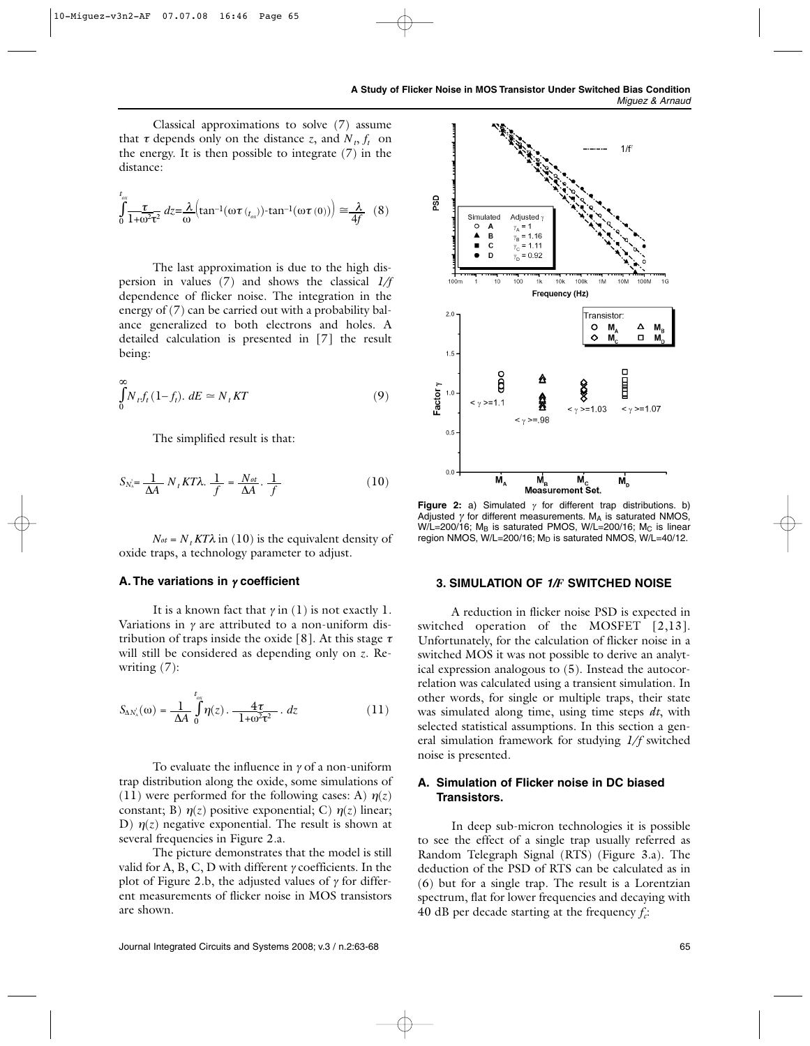Classical approximations to solve (7) assume that $\tau$ depends only on the distance $z$, and $N_t$, $f_t$ on the energy. It is then possible to integrate (7) in the distance:

$$\int_0^{t_{ox}} \frac{\tau}{1+\omega^2\tau^2}\, dz = \frac{\lambda}{\omega}\left(\tan^{-1}(\omega\tau_{(t_{ox})}) - \tan^{-1}(\omega\tau_{(0)})\right) \cong \frac{\lambda}{4f} \quad (8)$$

The last approximation is due to the high dispersion in values (7) and shows the classical *1/f* dependence of flicker noise. The integration in the energy of (7) can be carried out with a probability balance generalized to both electrons and holes. A detailed calculation is presented in [7] the result being:

$$\int_0^{\infty} N_t f_t (1 - f_t).\, dE \simeq N_t KT \quad (9)$$

The simplified result is that:

$$S_{N_s^t} = \frac{1}{\Delta A} N_t KT\lambda . \frac{1}{f} = \frac{N_{ot}}{\Delta A} . \frac{1}{f} \quad (10)$$

$N_{ot} = N_t KT\lambda$ in (10) is the equivalent density of oxide traps, a technology parameter to adjust.

### A. The variations in $\gamma$ coefficient

It is a known fact that $\gamma$ in (1) is not exactly 1. Variations in $\gamma$ are attributed to a non-uniform distribution of traps inside the oxide [8]. At this stage $\tau$ will still be considered as depending only on $z$. Rewriting (7):

$$S_{\Delta N_s^t}(\omega) = \frac{1}{\Delta A} \int_0^{t_{ox}} \eta(z) . \frac{4\tau}{1+\omega^2\tau^2} . dz \quad (11)$$

To evaluate the influence in $\gamma$ of a non-uniform trap distribution along the oxide, some simulations of (11) were performed for the following cases: A) $\eta(z)$ constant; B) $\eta(z)$ positive exponential; C) $\eta(z)$ linear; D) $\eta(z)$ negative exponential. The result is shown at several frequencies in Figure 2.a.

The picture demonstrates that the model is still valid for A, B, C, D with different $\gamma$ coefficients. In the plot of Figure 2.b, the adjusted values of $\gamma$ for different measurements of flicker noise in MOS transistors are shown.

**Figure 2:** a) Simulated $\gamma$ for different trap distributions. b) Adjusted $\gamma$ for different measurements. $M_A$ is saturated NMOS, W/L=200/16; $M_B$ is saturated PMOS, W/L=200/16; $M_C$ is linear region NMOS, W/L=200/16; $M_D$ is saturated NMOS, W/L=40/12.

## 3. SIMULATION OF *1/F* SWITCHED NOISE

A reduction in flicker noise PSD is expected in switched operation of the MOSFET [2,13]. Unfortunately, for the calculation of flicker noise in a switched MOS it was not possible to derive an analytical expression analogous to (5). Instead the autocorrelation was calculated using a transient simulation. In other words, for single or multiple traps, their state was simulated along time, using time steps $dt$, with selected statistical assumptions. In this section a general simulation framework for studying *1/f* switched noise is presented.

### A. Simulation of Flicker noise in DC biased Transistors.

In deep sub-micron technologies it is possible to see the effect of a single trap usually referred as Random Telegraph Signal (RTS) (Figure 3.a). The deduction of the PSD of RTS can be calculated as in (6) but for a single trap. The result is a Lorentzian spectrum, flat for lower frequencies and decaying with 40 dB per decade starting at the frequency $f_c$: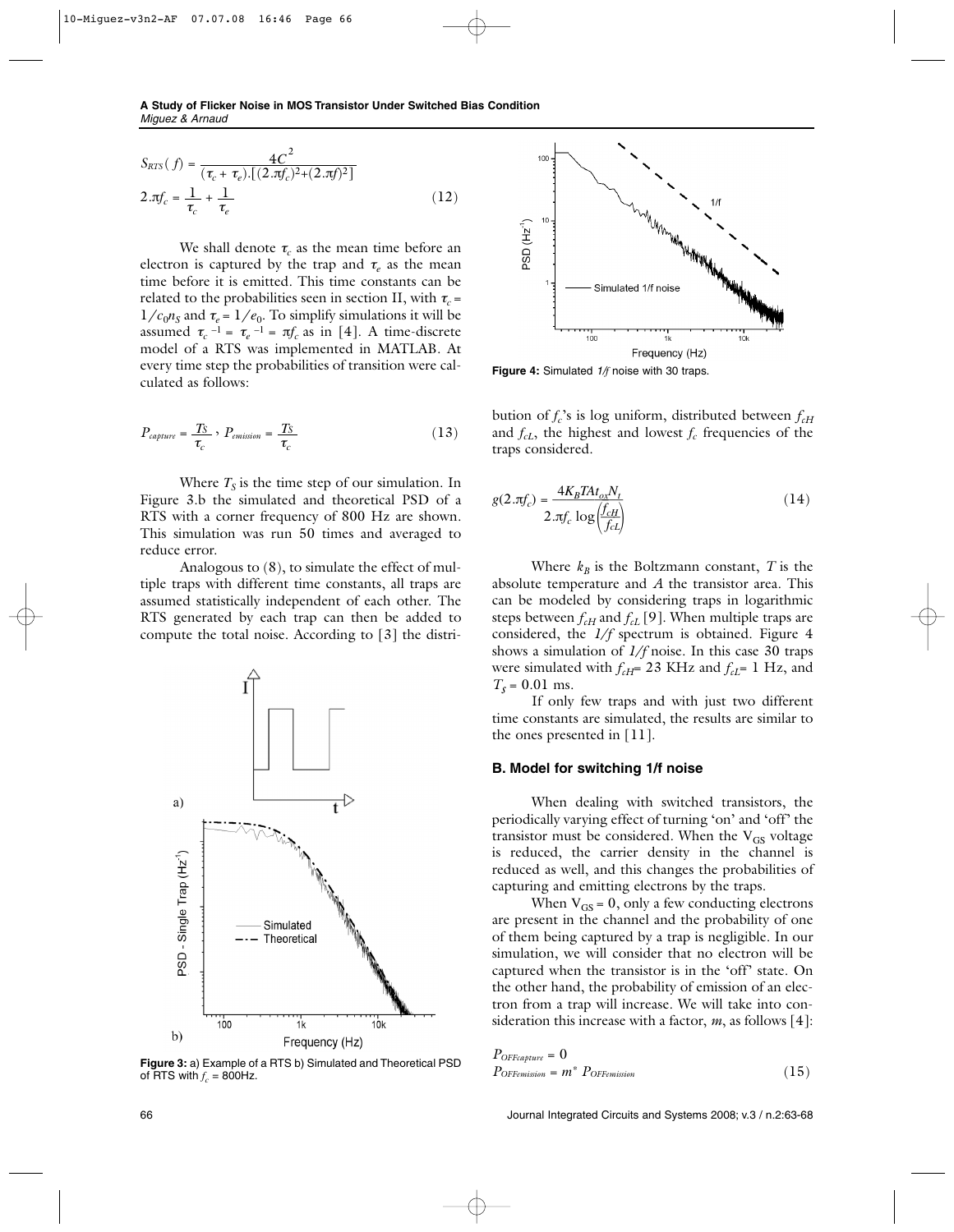$$S_{RTS}(f) = \frac{4C^2}{(\tau_c + \tau_e).[(2.\pi f_c)^2 + (2.\pi f)^2]}$$

$$2.\pi f_c = \frac{1}{\tau_c} + \frac{1}{\tau_e} \tag{12}$$

We shall denote $\tau_c$ as the mean time before an electron is captured by the trap and $\tau_e$ as the mean time before it is emitted. This time constants can be related to the probabilities seen in section II, with $\tau_c = 1/c_0 n_S$ and $\tau_e = 1/e_0$. To simplify simulations it will be assumed $\tau_c^{-1} = \tau_e^{-1} = \pi f_c$ as in [4]. A time-discrete model of a RTS was implemented in MATLAB. At every time step the probabilities of transition were calculated as follows:

$$P_{capture} = \frac{T_S}{\tau_c}, \; P_{emission} = \frac{T_S}{\tau_c} \tag{13}$$

Where $T_S$ is the time step of our simulation. In Figure 3.b the simulated and theoretical PSD of a RTS with a corner frequency of 800 Hz are shown. This simulation was run 50 times and averaged to reduce error.

Analogous to (8), to simulate the effect of multiple traps with different time constants, all traps are assumed statistically independent of each other. The RTS generated by each trap can then be added to compute the total noise. According to [3] the distribution of $f_c$'s is log uniform, distributed between $f_{cH}$ and $f_{cL}$, the highest and lowest $f_c$ frequencies of the traps considered.

**Figure 3:** a) Example of a RTS b) Simulated and Theoretical PSD of RTS with $f_c$ = 800Hz.

$$g(2.\pi f_c) = \frac{4K_B TAt_{ox}N_t}{2.\pi f_c \log\left(\frac{f_{cH}}{f_{cL}}\right)} \tag{14}$$

Where $k_B$ is the Boltzmann constant, $T$ is the absolute temperature and $A$ the transistor area. This can be modeled by considering traps in logarithmic steps between $f_{cH}$ and $f_{cL}$ [9]. When multiple traps are considered, the *1/f* spectrum is obtained. Figure 4 shows a simulation of *1/f* noise. In this case 30 traps were simulated with $f_{cH}$= 23 KHz and $f_{cL}$= 1 Hz, and $T_S$ = 0.01 ms.

**Figure 4:** Simulated *1/f* noise with 30 traps.

If only few traps and with just two different time constants are simulated, the results are similar to the ones presented in [11].

### B. Model for switching 1/f noise

When dealing with switched transistors, the periodically varying effect of turning 'on' and 'off' the transistor must be considered. When the $V_{GS}$ voltage is reduced, the carrier density in the channel is reduced as well, and this changes the probabilities of capturing and emitting electrons by the traps.

When $V_{GS} = 0$, only a few conducting electrons are present in the channel and the probability of one of them being captured by a trap is negligible. In our simulation, we will consider that no electron will be captured when the transistor is in the 'off' state. On the other hand, the probability of emission of an electron from a trap will increase. We will take into consideration this increase with a factor, $m$, as follows [4]:

$$P_{OFFcapture} = 0$$

$$P_{OFFemission} = m^* \, P_{OFFemission} \tag{15}$$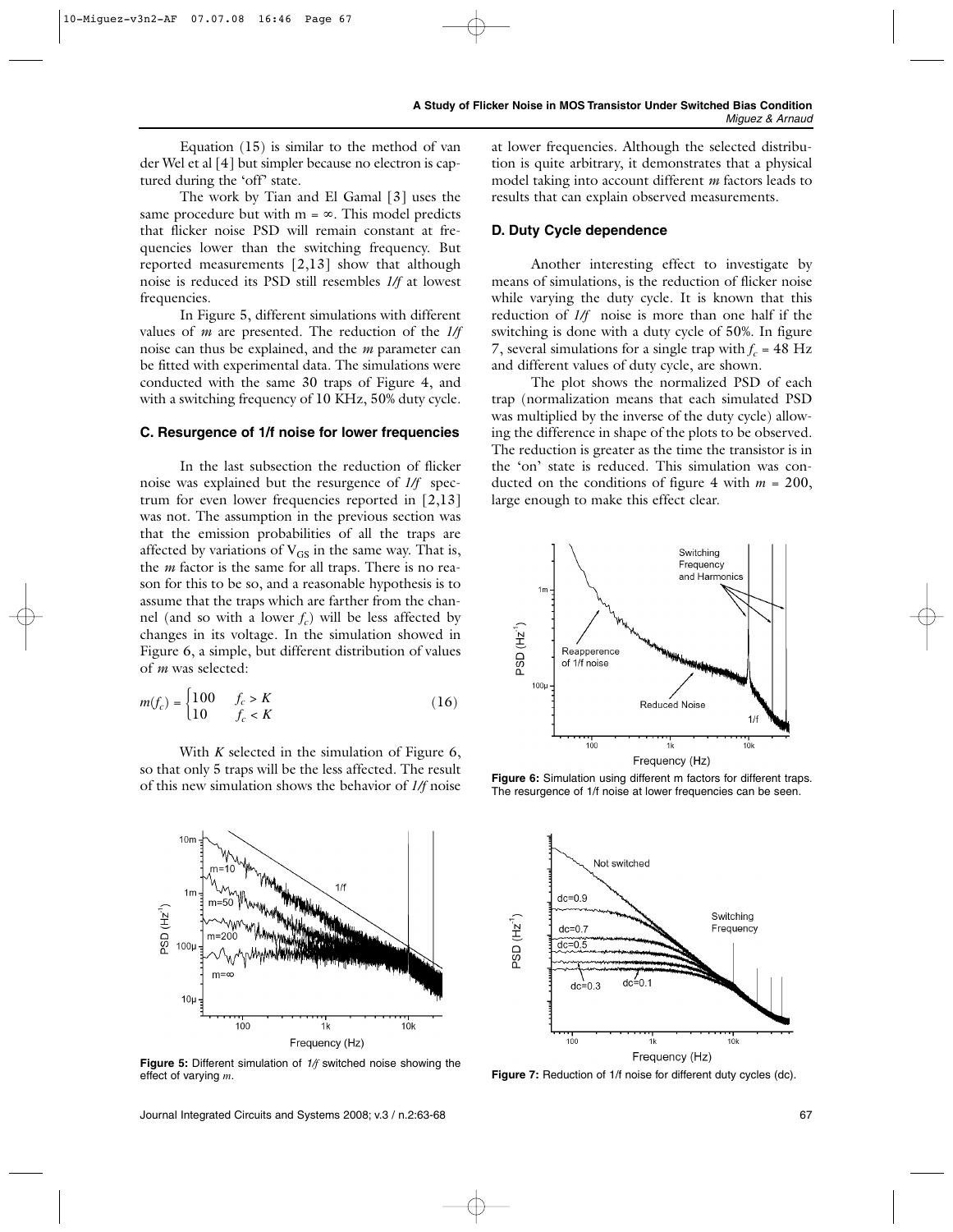Equation (15) is similar to the method of van der Wel et al [4] but simpler because no electron is captured during the 'off' state.

The work by Tian and El Gamal [3] uses the same procedure but with m = ∞. This model predicts that flicker noise PSD will remain constant at frequencies lower than the switching frequency. But reported measurements [2,13] show that although noise is reduced its PSD still resembles *1/f* at lowest frequencies.

In Figure 5, different simulations with different values of *m* are presented. The reduction of the *1/f* noise can thus be explained, and the *m* parameter can be fitted with experimental data. The simulations were conducted with the same 30 traps of Figure 4, and with a switching frequency of 10 KHz, 50% duty cycle.

### C. Resurgence of 1/f noise for lower frequencies

In the last subsection the reduction of flicker noise was explained but the resurgence of *1/f* spectrum for even lower frequencies reported in [2,13] was not. The assumption in the previous section was that the emission probabilities of all the traps are affected by variations of $V_{GS}$ in the same way. That is, the *m* factor is the same for all traps. There is no reason for this to be so, and a reasonable hypothesis is to assume that the traps which are farther from the channel (and so with a lower $f_c$) will be less affected by changes in its voltage. In the simulation showed in Figure 6, a simple, but different distribution of values of *m* was selected:

$$m(f_c) = \begin{cases} 100 & f_c > K \\ 10 & f_c < K \end{cases} \tag{16}$$

With *K* selected in the simulation of Figure 6, so that only 5 traps will be the less affected. The result of this new simulation shows the behavior of *1/f* noise at lower frequencies. Although the selected distribution is quite arbitrary, it demonstrates that a physical model taking into account different *m* factors leads to results that can explain observed measurements.

**Figure 5:** Different simulation of *1/f* switched noise showing the effect of varying *m*.

### D. Duty Cycle dependence

Another interesting effect to investigate by means of simulations, is the reduction of flicker noise while varying the duty cycle. It is known that this reduction of *1/f* noise is more than one half if the switching is done with a duty cycle of 50%. In figure 7, several simulations for a single trap with $f_c$ = 48 Hz and different values of duty cycle, are shown.

The plot shows the normalized PSD of each trap (normalization means that each simulated PSD was multiplied by the inverse of the duty cycle) allowing the difference in shape of the plots to be observed. The reduction is greater as the time the transistor is in the 'on' state is reduced. This simulation was conducted on the conditions of figure 4 with *m* = 200, large enough to make this effect clear.

**Figure 6:** Simulation using different m factors for different traps. The resurgence of 1/f noise at lower frequencies can be seen.

**Figure 7:** Reduction of 1/f noise for different duty cycles (dc).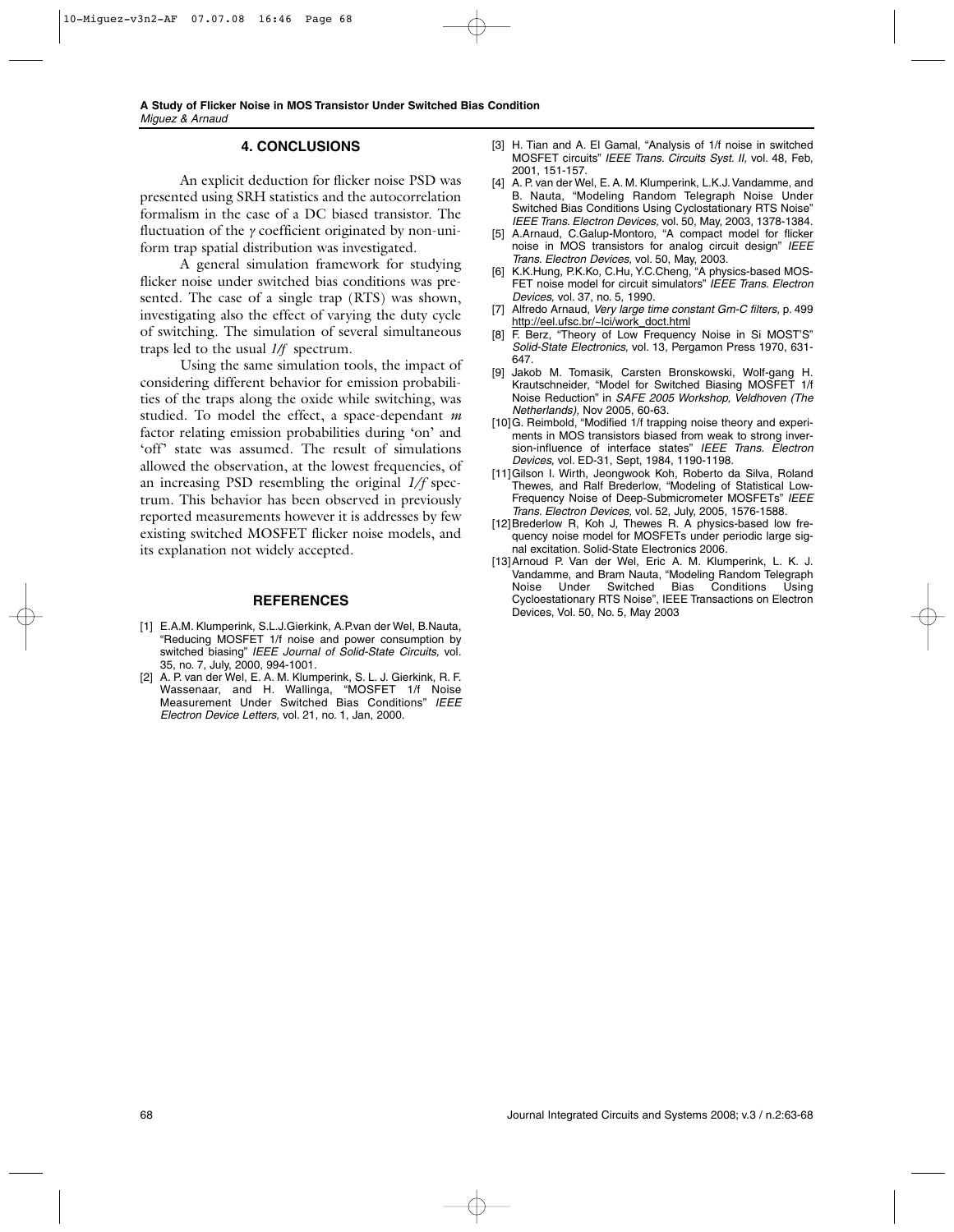## 4. CONCLUSIONS

An explicit deduction for flicker noise PSD was presented using SRH statistics and the autocorrelation formalism in the case of a DC biased transistor. The fluctuation of the $\gamma$ coefficient originated by non-uniform trap spatial distribution was investigated.

A general simulation framework for studying flicker noise under switched bias conditions was presented. The case of a single trap (RTS) was shown, investigating also the effect of varying the duty cycle of switching. The simulation of several simultaneous traps led to the usual *1/f* spectrum.

Using the same simulation tools, the impact of considering different behavior for emission probabilities of the traps along the oxide while switching, was studied. To model the effect, a space-dependant $m$ factor relating emission probabilities during 'on' and 'off' state was assumed. The result of simulations allowed the observation, at the lowest frequencies, of an increasing PSD resembling the original *1/f* spectrum. This behavior has been observed in previously reported measurements however it is addresses by few existing switched MOSFET flicker noise models, and its explanation not widely accepted.

## REFERENCES

[1] E.A.M. Klumperink, S.L.J.Gierkink, A.P.van der Wel, B.Nauta, "Reducing MOSFET 1/f noise and power consumption by switched biasing" *IEEE Journal of Solid-State Circuits,* vol. 35, no. 7, July, 2000, 994-1001.

[2] A. P. van der Wel, E. A. M. Klumperink, S. L. J. Gierkink, R. F. Wassenaar, and H. Wallinga, "MOSFET 1/f Noise Measurement Under Switched Bias Conditions" *IEEE Electron Device Letters,* vol. 21, no. 1, Jan, 2000.

[3] H. Tian and A. El Gamal, "Analysis of 1/f noise in switched MOSFET circuits" *IEEE Trans. Circuits Syst. II,* vol. 48, Feb, 2001, 151-157.

[4] A. P. van der Wel, E. A. M. Klumperink, L.K.J. Vandamme, and B. Nauta, "Modeling Random Telegraph Noise Under Switched Bias Conditions Using Cyclostationary RTS Noise" *IEEE Trans. Electron Devices,* vol. 50, May, 2003, 1378-1384.

[5] A.Arnaud, C.Galup-Montoro, "A compact model for flicker noise in MOS transistors for analog circuit design" *IEEE Trans. Electron Devices,* vol. 50, May, 2003.

[6] K.K.Hung, P.K.Ko, C.Hu, Y.C.Cheng, "A physics-based MOSFET noise model for circuit simulators" *IEEE Trans. Electron Devices,* vol. 37, no. 5, 1990.

[7] Alfredo Arnaud, *Very large time constant Gm-C filters,* p. 499 http://eel.ufsc.br/~lci/work_doct.html

[8] F. Berz, "Theory of Low Frequency Noise in Si MOST'S" *Solid-State Electronics,* vol. 13, Pergamon Press 1970, 631-647.

[9] Jakob M. Tomasik, Carsten Bronskowski, Wolf-gang H. Krautschneider, "Model for Switched Biasing MOSFET 1/f Noise Reduction" in *SAFE 2005 Workshop, Veldhoven (The Netherlands),* Nov 2005, 60-63.

[10] G. Reimbold, "Modified 1/f trapping noise theory and experiments in MOS transistors biased from weak to strong inversion-influence of interface states" *IEEE Trans. Electron Devices,* vol. ED-31, Sept, 1984, 1190-1198.

[11] Gilson I. Wirth, Jeongwook Koh, Roberto da Silva, Roland Thewes, and Ralf Brederlow, "Modeling of Statistical Low-Frequency Noise of Deep-Submicrometer MOSFETs" *IEEE Trans. Electron Devices,* vol. 52, July, 2005, 1576-1588.

[12] Brederlow R, Koh J, Thewes R. A physics-based low frequency noise model for MOSFETs under periodic large signal excitation. Solid-State Electronics 2006.

[13] Arnoud P. Van der Wel, Eric A. M. Klumperink, L. K. J. Vandamme, and Bram Nauta, "Modeling Random Telegraph Noise Under Switched Bias Conditions Using Cycloestationary RTS Noise", IEEE Transactions on Electron Devices, Vol. 50, No. 5, May 2003